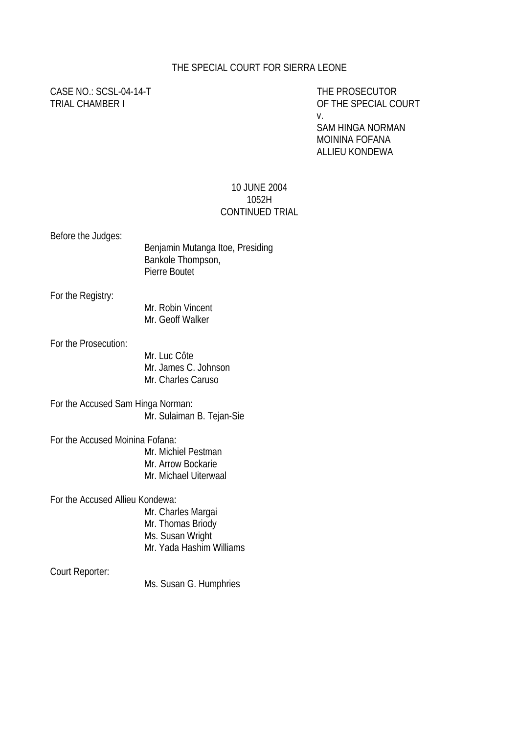THE SPECIAL COURT FOR SIERRA LEONE

CASE NO.: SCSL-04-14-T
TRIAL CHAMBER I

THE PROSECUTOR
OF THE SPECIAL COURT
v.
SAM HINGA NORMAN
MOININA FOFANA
ALLIEU KONDEWA

10 JUNE 2004
1052H
CONTINUED TRIAL

Before the Judges:
Benjamin Mutanga Itoe, Presiding
Bankole Thompson,
Pierre Boutet

For the Registry:
Mr. Robin Vincent
Mr. Geoff Walker

For the Prosecution:
Mr. Luc Côte
Mr. James C. Johnson
Mr. Charles Caruso

For the Accused Sam Hinga Norman:
Mr. Sulaiman B. Tejan-Sie

For the Accused Moinina Fofana:
Mr. Michiel Pestman
Mr. Arrow Bockarie
Mr. Michael Uiterwaal

For the Accused Allieu Kondewa:
Mr. Charles Margai
Mr. Thomas Briody
Ms. Susan Wright
Mr. Yada Hashim Williams

Court Reporter:
Ms. Susan G. Humphries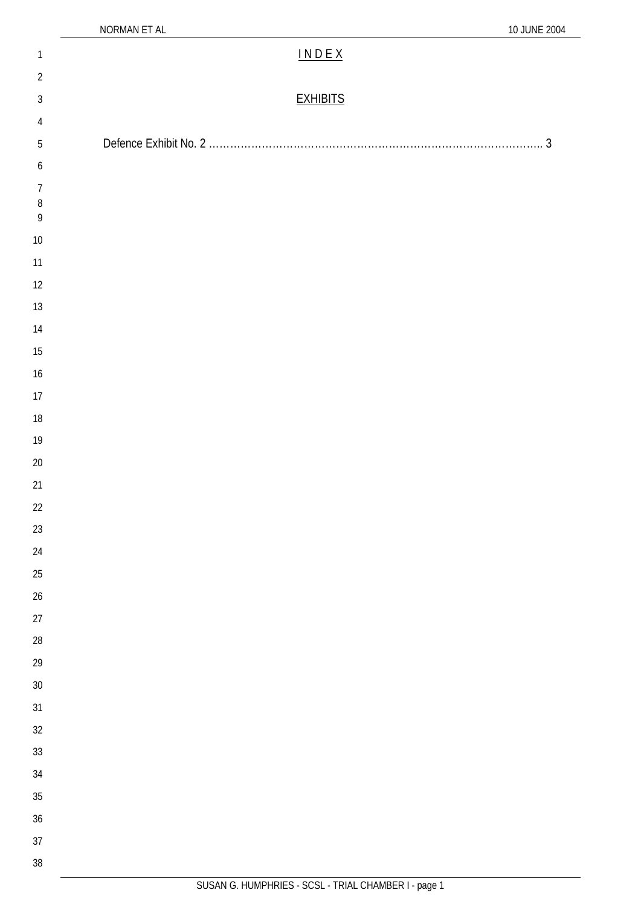# I N D E X

## EXHIBITS

Defence Exhibit No. 2 ………………………………………………………………………………….. 3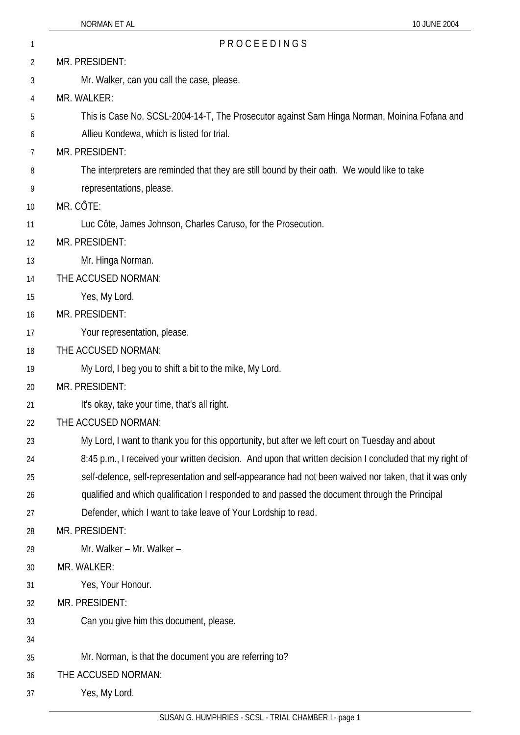PROCEEDINGS

MR. PRESIDENT:

Mr. Walker, can you call the case, please.

MR. WALKER:

This is Case No. SCSL-2004-14-T, The Prosecutor against Sam Hinga Norman, Moinina Fofana and Allieu Kondewa, which is listed for trial.

MR. PRESIDENT:

The interpreters are reminded that they are still bound by their oath. We would like to take representations, please.

MR. CÔTE:

Luc Côte, James Johnson, Charles Caruso, for the Prosecution.

MR. PRESIDENT:

Mr. Hinga Norman.

THE ACCUSED NORMAN:

Yes, My Lord.

MR. PRESIDENT:

Your representation, please.

THE ACCUSED NORMAN:

My Lord, I beg you to shift a bit to the mike, My Lord.

MR. PRESIDENT:

It's okay, take your time, that's all right.

THE ACCUSED NORMAN:

My Lord, I want to thank you for this opportunity, but after we left court on Tuesday and about 8:45 p.m., I received your written decision. And upon that written decision I concluded that my right of self-defence, self-representation and self-appearance had not been waived nor taken, that it was only qualified and which qualification I responded to and passed the document through the Principal Defender, which I want to take leave of Your Lordship to read.

MR. PRESIDENT:

Mr. Walker – Mr. Walker –

MR. WALKER:

Yes, Your Honour.

MR. PRESIDENT:

Can you give him this document, please.

Mr. Norman, is that the document you are referring to?

THE ACCUSED NORMAN:

Yes, My Lord.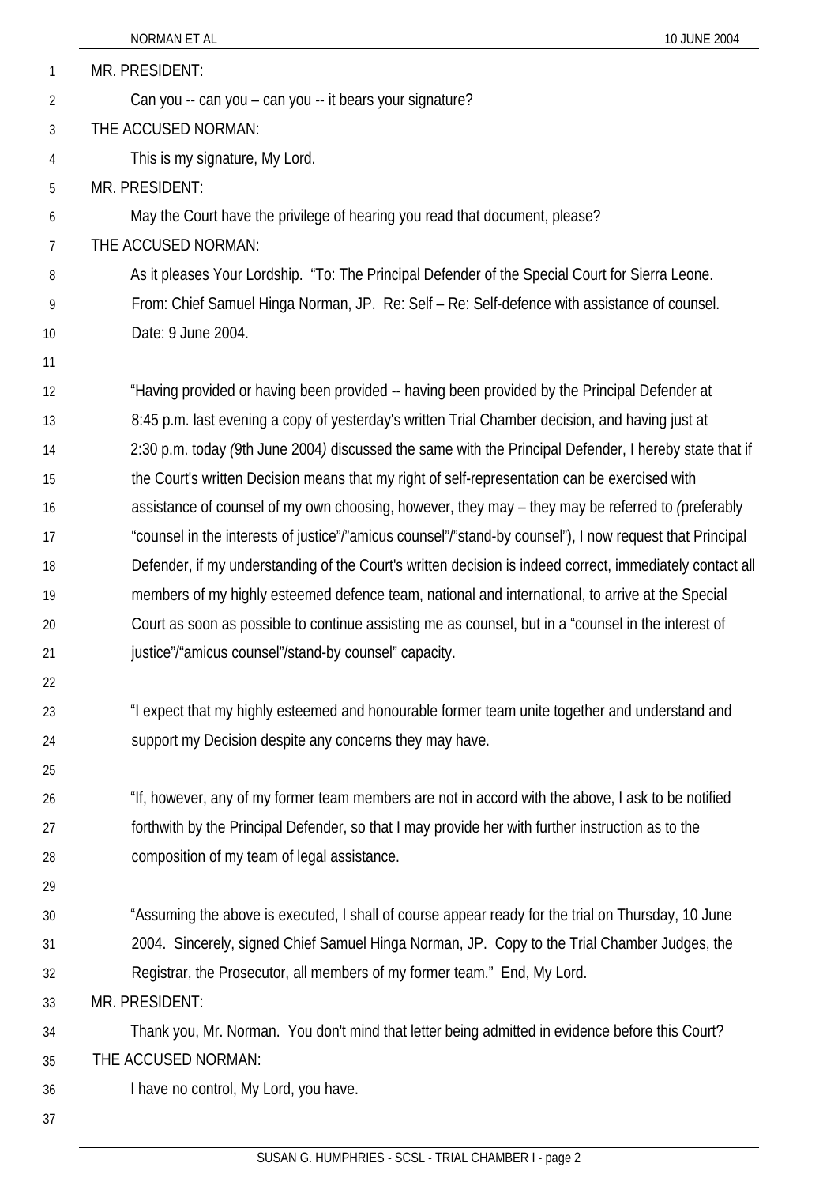MR. PRESIDENT:

Can you -- can you – can you -- it bears your signature?

THE ACCUSED NORMAN:

This is my signature, My Lord.

MR. PRESIDENT:

May the Court have the privilege of hearing you read that document, please?

THE ACCUSED NORMAN:

As it pleases Your Lordship. "To: The Principal Defender of the Special Court for Sierra Leone. From: Chief Samuel Hinga Norman, JP. Re: Self – Re: Self-defence with assistance of counsel. Date: 9 June 2004.

"Having provided or having been provided -- having been provided by the Principal Defender at 8:45 p.m. last evening a copy of yesterday's written Trial Chamber decision, and having just at 2:30 p.m. today *(*9th June 2004*)* discussed the same with the Principal Defender, I hereby state that if the Court's written Decision means that my right of self-representation can be exercised with assistance of counsel of my own choosing, however, they may – they may be referred to *(*preferably "counsel in the interests of justice"/"amicus counsel"/"stand-by counsel"), I now request that Principal Defender, if my understanding of the Court's written decision is indeed correct, immediately contact all members of my highly esteemed defence team, national and international, to arrive at the Special Court as soon as possible to continue assisting me as counsel, but in a "counsel in the interest of justice"/"amicus counsel"/stand-by counsel" capacity.

"I expect that my highly esteemed and honourable former team unite together and understand and support my Decision despite any concerns they may have.

"If, however, any of my former team members are not in accord with the above, I ask to be notified forthwith by the Principal Defender, so that I may provide her with further instruction as to the composition of my team of legal assistance.

"Assuming the above is executed, I shall of course appear ready for the trial on Thursday, 10 June 2004. Sincerely, signed Chief Samuel Hinga Norman, JP. Copy to the Trial Chamber Judges, the Registrar, the Prosecutor, all members of my former team." End, My Lord.

MR. PRESIDENT:

Thank you, Mr. Norman. You don't mind that letter being admitted in evidence before this Court?

THE ACCUSED NORMAN:

I have no control, My Lord, you have.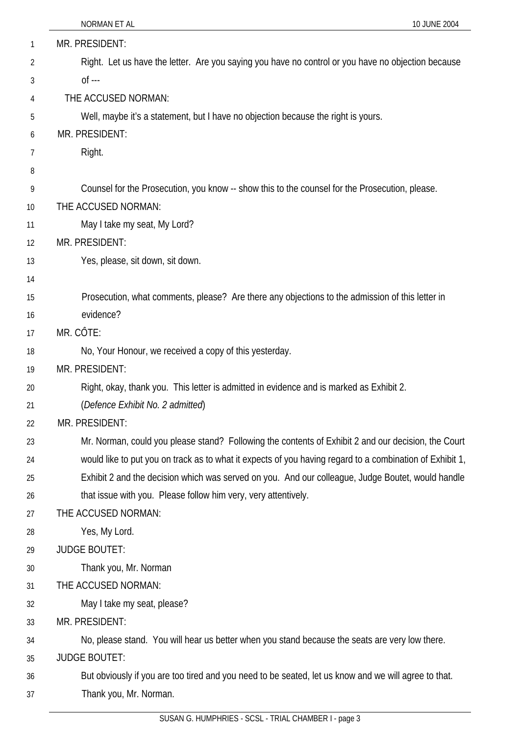MR. PRESIDENT:

Right. Let us have the letter. Are you saying you have no control or you have no objection because of ---

THE ACCUSED NORMAN:

Well, maybe it's a statement, but I have no objection because the right is yours.

MR. PRESIDENT:

Right.

Counsel for the Prosecution, you know -- show this to the counsel for the Prosecution, please.

THE ACCUSED NORMAN:

May I take my seat, My Lord?

MR. PRESIDENT:

Yes, please, sit down, sit down.

Prosecution, what comments, please? Are there any objections to the admission of this letter in evidence?

MR. CÔTE:

No, Your Honour, we received a copy of this yesterday.

MR. PRESIDENT:

Right, okay, thank you. This letter is admitted in evidence and is marked as Exhibit 2.

(*Defence Exhibit No. 2 admitted*)

MR. PRESIDENT:

Mr. Norman, could you please stand? Following the contents of Exhibit 2 and our decision, the Court would like to put you on track as to what it expects of you having regard to a combination of Exhibit 1, Exhibit 2 and the decision which was served on you. And our colleague, Judge Boutet, would handle that issue with you. Please follow him very, very attentively.

THE ACCUSED NORMAN:

Yes, My Lord.

JUDGE BOUTET:

Thank you, Mr. Norman

THE ACCUSED NORMAN:

May I take my seat, please?

MR. PRESIDENT:

No, please stand. You will hear us better when you stand because the seats are very low there.

JUDGE BOUTET:

But obviously if you are too tired and you need to be seated, let us know and we will agree to that. Thank you, Mr. Norman.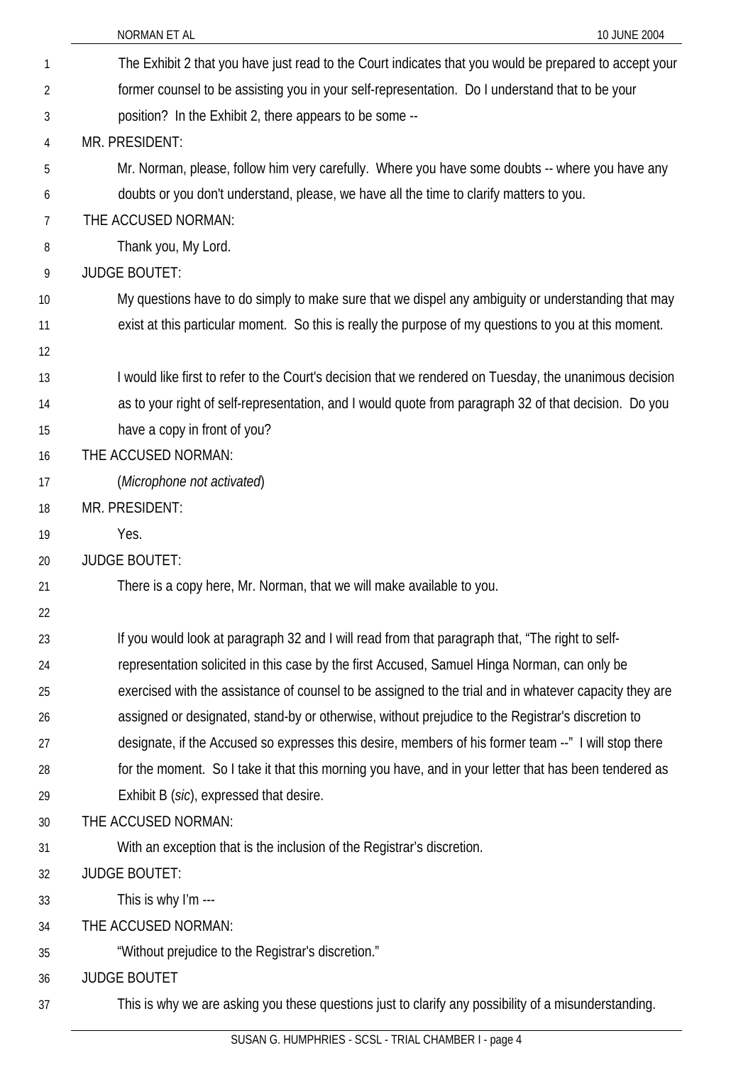The Exhibit 2 that you have just read to the Court indicates that you would be prepared to accept your former counsel to be assisting you in your self-representation. Do I understand that to be your position? In the Exhibit 2, there appears to be some --

MR. PRESIDENT:

Mr. Norman, please, follow him very carefully. Where you have some doubts -- where you have any doubts or you don't understand, please, we have all the time to clarify matters to you.

THE ACCUSED NORMAN:

Thank you, My Lord.

JUDGE BOUTET:

My questions have to do simply to make sure that we dispel any ambiguity or understanding that may exist at this particular moment. So this is really the purpose of my questions to you at this moment.

I would like first to refer to the Court's decision that we rendered on Tuesday, the unanimous decision as to your right of self-representation, and I would quote from paragraph 32 of that decision. Do you have a copy in front of you?

THE ACCUSED NORMAN:

(*Microphone not activated*)

MR. PRESIDENT:

Yes.

JUDGE BOUTET:

There is a copy here, Mr. Norman, that we will make available to you.

If you would look at paragraph 32 and I will read from that paragraph that, "The right to self-representation solicited in this case by the first Accused, Samuel Hinga Norman, can only be exercised with the assistance of counsel to be assigned to the trial and in whatever capacity they are assigned or designated, stand-by or otherwise, without prejudice to the Registrar's discretion to designate, if the Accused so expresses this desire, members of his former team --" I will stop there for the moment. So I take it that this morning you have, and in your letter that has been tendered as Exhibit B (*sic*), expressed that desire.

THE ACCUSED NORMAN:

With an exception that is the inclusion of the Registrar's discretion.

JUDGE BOUTET:

This is why I'm ---

THE ACCUSED NORMAN:

"Without prejudice to the Registrar's discretion."

JUDGE BOUTET

This is why we are asking you these questions just to clarify any possibility of a misunderstanding.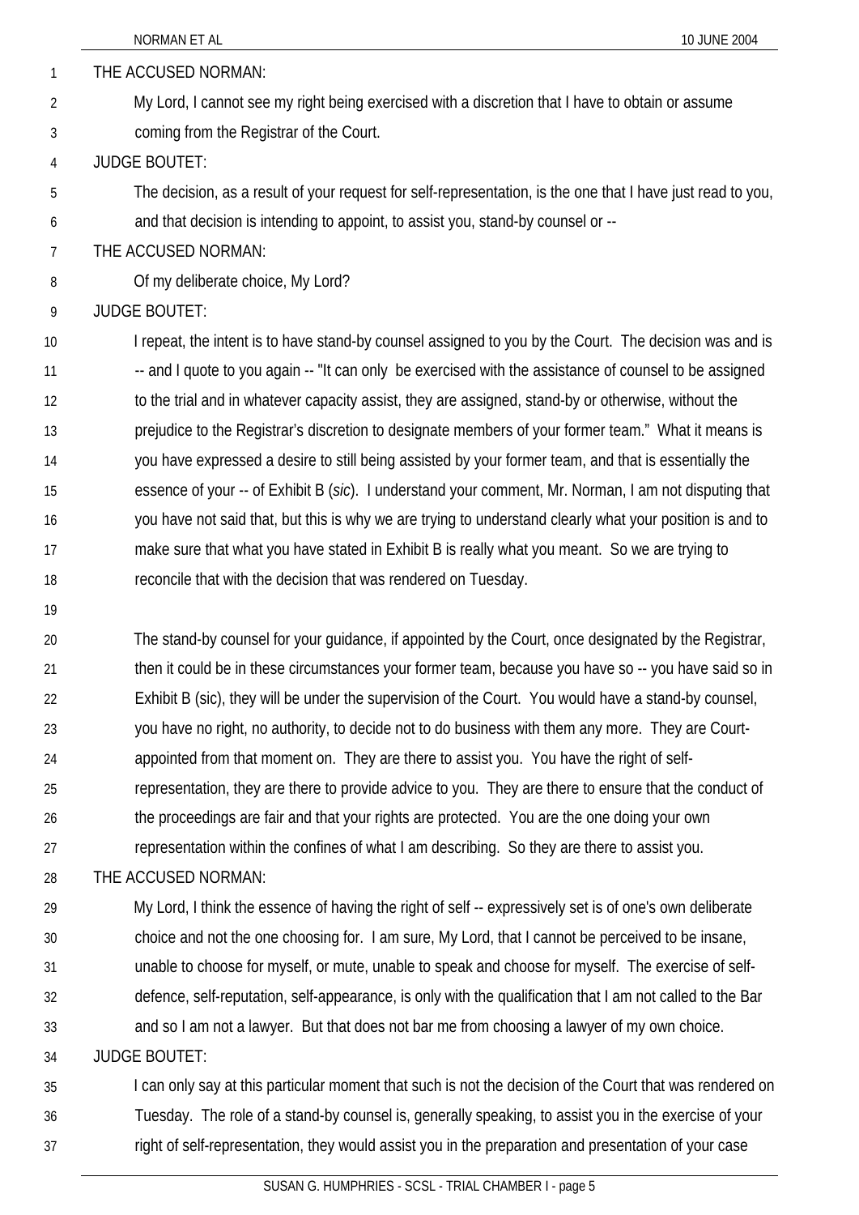THE ACCUSED NORMAN:

My Lord, I cannot see my right being exercised with a discretion that I have to obtain or assume coming from the Registrar of the Court.

JUDGE BOUTET:

The decision, as a result of your request for self-representation, is the one that I have just read to you, and that decision is intending to appoint, to assist you, stand-by counsel or --

THE ACCUSED NORMAN:

Of my deliberate choice, My Lord?

JUDGE BOUTET:

I repeat, the intent is to have stand-by counsel assigned to you by the Court. The decision was and is -- and I quote to you again -- "It can only be exercised with the assistance of counsel to be assigned to the trial and in whatever capacity assist, they are assigned, stand-by or otherwise, without the prejudice to the Registrar's discretion to designate members of your former team." What it means is you have expressed a desire to still being assisted by your former team, and that is essentially the essence of your -- of Exhibit B (*sic*). I understand your comment, Mr. Norman, I am not disputing that you have not said that, but this is why we are trying to understand clearly what your position is and to make sure that what you have stated in Exhibit B is really what you meant. So we are trying to reconcile that with the decision that was rendered on Tuesday.

The stand-by counsel for your guidance, if appointed by the Court, once designated by the Registrar, then it could be in these circumstances your former team, because you have so -- you have said so in Exhibit B (sic), they will be under the supervision of the Court. You would have a stand-by counsel, you have no right, no authority, to decide not to do business with them any more. They are Court-appointed from that moment on. They are there to assist you. You have the right of self-representation, they are there to provide advice to you. They are there to ensure that the conduct of the proceedings are fair and that your rights are protected. You are the one doing your own representation within the confines of what I am describing. So they are there to assist you.

THE ACCUSED NORMAN:

My Lord, I think the essence of having the right of self -- expressively set is of one's own deliberate choice and not the one choosing for. I am sure, My Lord, that I cannot be perceived to be insane, unable to choose for myself, or mute, unable to speak and choose for myself. The exercise of self-defence, self-reputation, self-appearance, is only with the qualification that I am not called to the Bar and so I am not a lawyer. But that does not bar me from choosing a lawyer of my own choice.

JUDGE BOUTET:

I can only say at this particular moment that such is not the decision of the Court that was rendered on Tuesday. The role of a stand-by counsel is, generally speaking, to assist you in the exercise of your right of self-representation, they would assist you in the preparation and presentation of your case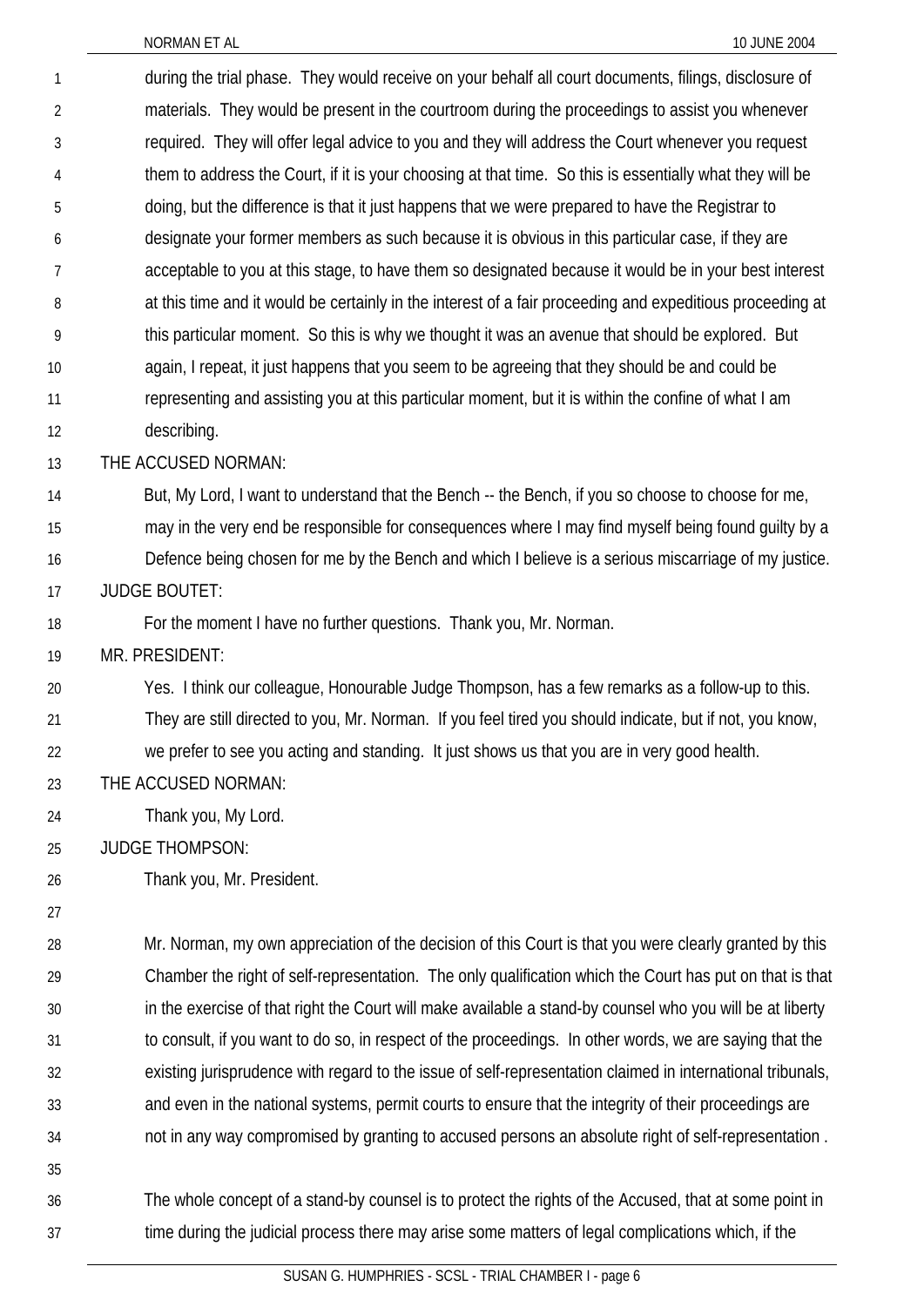during the trial phase. They would receive on your behalf all court documents, filings, disclosure of materials. They would be present in the courtroom during the proceedings to assist you whenever required. They will offer legal advice to you and they will address the Court whenever you request them to address the Court, if it is your choosing at that time. So this is essentially what they will be doing, but the difference is that it just happens that we were prepared to have the Registrar to designate your former members as such because it is obvious in this particular case, if they are acceptable to you at this stage, to have them so designated because it would be in your best interest at this time and it would be certainly in the interest of a fair proceeding and expeditious proceeding at this particular moment. So this is why we thought it was an avenue that should be explored. But again, I repeat, it just happens that you seem to be agreeing that they should be and could be representing and assisting you at this particular moment, but it is within the confine of what I am describing.

THE ACCUSED NORMAN:

But, My Lord, I want to understand that the Bench -- the Bench, if you so choose to choose for me, may in the very end be responsible for consequences where I may find myself being found guilty by a Defence being chosen for me by the Bench and which I believe is a serious miscarriage of my justice.

JUDGE BOUTET:

For the moment I have no further questions. Thank you, Mr. Norman.

MR. PRESIDENT:

Yes. I think our colleague, Honourable Judge Thompson, has a few remarks as a follow-up to this. They are still directed to you, Mr. Norman. If you feel tired you should indicate, but if not, you know, we prefer to see you acting and standing. It just shows us that you are in very good health.

THE ACCUSED NORMAN:

Thank you, My Lord.

JUDGE THOMPSON:

Thank you, Mr. President.

Mr. Norman, my own appreciation of the decision of this Court is that you were clearly granted by this Chamber the right of self-representation. The only qualification which the Court has put on that is that in the exercise of that right the Court will make available a stand-by counsel who you will be at liberty to consult, if you want to do so, in respect of the proceedings. In other words, we are saying that the existing jurisprudence with regard to the issue of self-representation claimed in international tribunals, and even in the national systems, permit courts to ensure that the integrity of their proceedings are not in any way compromised by granting to accused persons an absolute right of self-representation .

The whole concept of a stand-by counsel is to protect the rights of the Accused, that at some point in time during the judicial process there may arise some matters of legal complications which, if the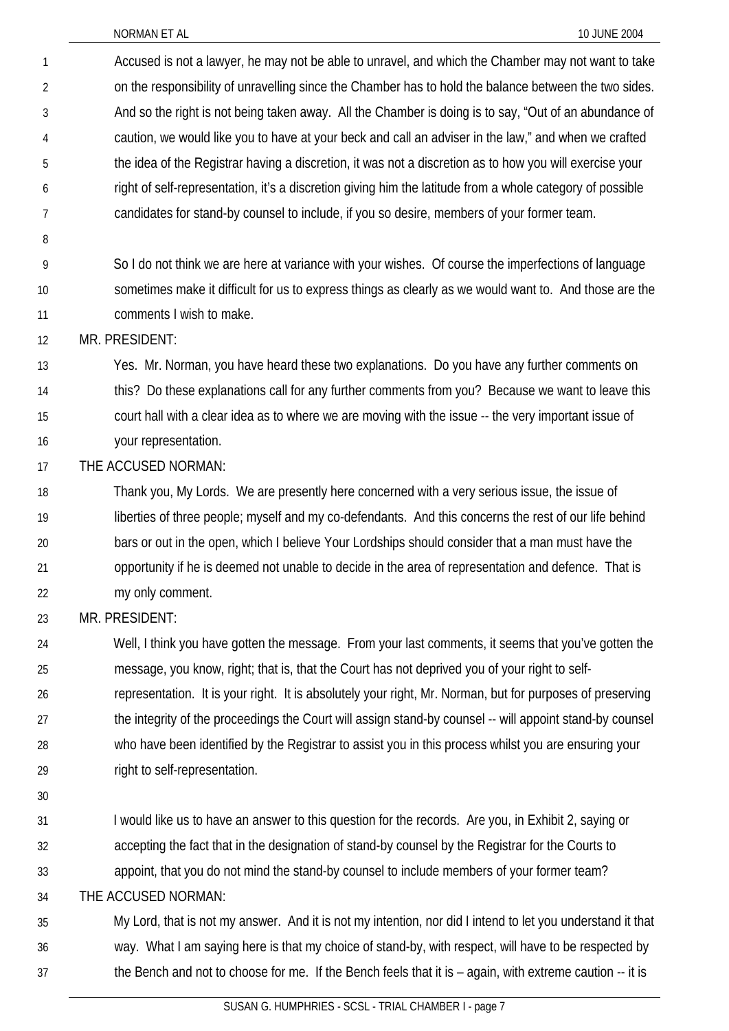Accused is not a lawyer, he may not be able to unravel, and which the Chamber may not want to take on the responsibility of unravelling since the Chamber has to hold the balance between the two sides. And so the right is not being taken away. All the Chamber is doing is to say, "Out of an abundance of caution, we would like you to have at your beck and call an adviser in the law," and when we crafted the idea of the Registrar having a discretion, it was not a discretion as to how you will exercise your right of self-representation, it's a discretion giving him the latitude from a whole category of possible candidates for stand-by counsel to include, if you so desire, members of your former team.

So I do not think we are here at variance with your wishes. Of course the imperfections of language sometimes make it difficult for us to express things as clearly as we would want to. And those are the comments I wish to make.

MR. PRESIDENT:

Yes. Mr. Norman, you have heard these two explanations. Do you have any further comments on this? Do these explanations call for any further comments from you? Because we want to leave this court hall with a clear idea as to where we are moving with the issue -- the very important issue of your representation.

THE ACCUSED NORMAN:

Thank you, My Lords. We are presently here concerned with a very serious issue, the issue of liberties of three people; myself and my co-defendants. And this concerns the rest of our life behind bars or out in the open, which I believe Your Lordships should consider that a man must have the opportunity if he is deemed not unable to decide in the area of representation and defence. That is my only comment.

MR. PRESIDENT:

Well, I think you have gotten the message. From your last comments, it seems that you've gotten the message, you know, right; that is, that the Court has not deprived you of your right to self-representation. It is your right. It is absolutely your right, Mr. Norman, but for purposes of preserving the integrity of the proceedings the Court will assign stand-by counsel -- will appoint stand-by counsel who have been identified by the Registrar to assist you in this process whilst you are ensuring your right to self-representation.

I would like us to have an answer to this question for the records. Are you, in Exhibit 2, saying or accepting the fact that in the designation of stand-by counsel by the Registrar for the Courts to appoint, that you do not mind the stand-by counsel to include members of your former team?

THE ACCUSED NORMAN:

My Lord, that is not my answer. And it is not my intention, nor did I intend to let you understand it that way. What I am saying here is that my choice of stand-by, with respect, will have to be respected by the Bench and not to choose for me. If the Bench feels that it is – again, with extreme caution -- it is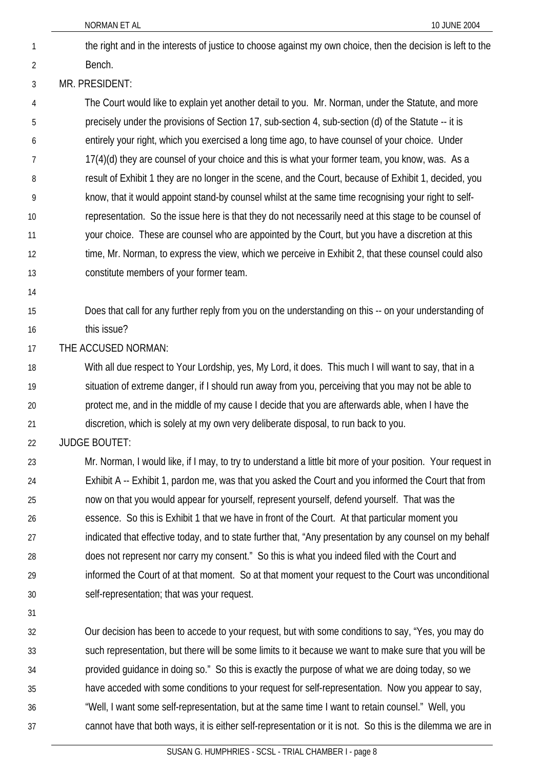the right and in the interests of justice to choose against my own choice, then the decision is left to the Bench.

MR. PRESIDENT:

The Court would like to explain yet another detail to you. Mr. Norman, under the Statute, and more precisely under the provisions of Section 17, sub-section 4, sub-section (d) of the Statute -- it is entirely your right, which you exercised a long time ago, to have counsel of your choice. Under 17(4)(d) they are counsel of your choice and this is what your former team, you know, was. As a result of Exhibit 1 they are no longer in the scene, and the Court, because of Exhibit 1, decided, you know, that it would appoint stand-by counsel whilst at the same time recognising your right to self-representation. So the issue here is that they do not necessarily need at this stage to be counsel of your choice. These are counsel who are appointed by the Court, but you have a discretion at this time, Mr. Norman, to express the view, which we perceive in Exhibit 2, that these counsel could also constitute members of your former team.

Does that call for any further reply from you on the understanding on this -- on your understanding of this issue?

THE ACCUSED NORMAN:

With all due respect to Your Lordship, yes, My Lord, it does. This much I will want to say, that in a situation of extreme danger, if I should run away from you, perceiving that you may not be able to protect me, and in the middle of my cause I decide that you are afterwards able, when I have the discretion, which is solely at my own very deliberate disposal, to run back to you.

JUDGE BOUTET:

Mr. Norman, I would like, if I may, to try to understand a little bit more of your position. Your request in Exhibit A -- Exhibit 1, pardon me, was that you asked the Court and you informed the Court that from now on that you would appear for yourself, represent yourself, defend yourself. That was the essence. So this is Exhibit 1 that we have in front of the Court. At that particular moment you indicated that effective today, and to state further that, "Any presentation by any counsel on my behalf does not represent nor carry my consent." So this is what you indeed filed with the Court and informed the Court of at that moment. So at that moment your request to the Court was unconditional self-representation; that was your request.

Our decision has been to accede to your request, but with some conditions to say, "Yes, you may do such representation, but there will be some limits to it because we want to make sure that you will be provided guidance in doing so." So this is exactly the purpose of what we are doing today, so we have acceded with some conditions to your request for self-representation. Now you appear to say, "Well, I want some self-representation, but at the same time I want to retain counsel." Well, you cannot have that both ways, it is either self-representation or it is not. So this is the dilemma we are in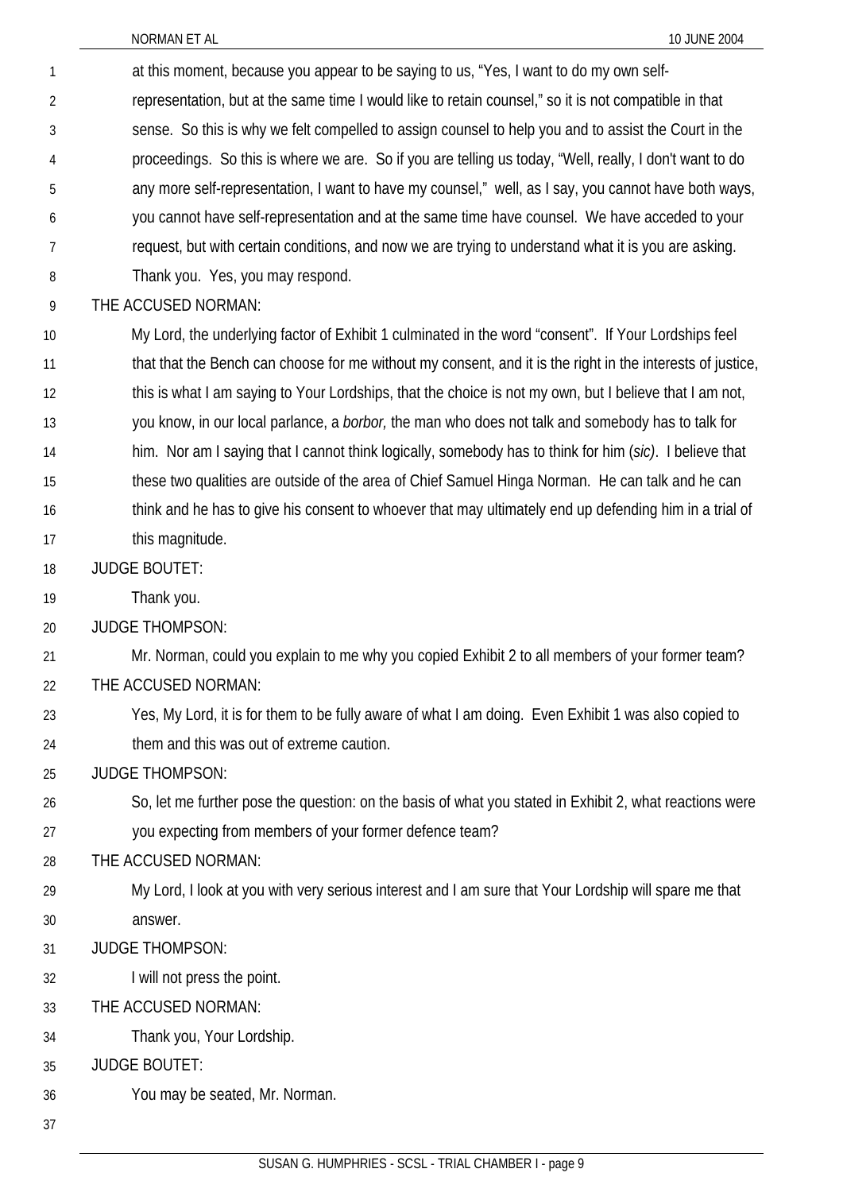at this moment, because you appear to be saying to us, "Yes, I want to do my own self-representation, but at the same time I would like to retain counsel," so it is not compatible in that sense. So this is why we felt compelled to assign counsel to help you and to assist the Court in the proceedings. So this is where we are. So if you are telling us today, "Well, really, I don't want to do any more self-representation, I want to have my counsel," well, as I say, you cannot have both ways, you cannot have self-representation and at the same time have counsel. We have acceded to your request, but with certain conditions, and now we are trying to understand what it is you are asking. Thank you. Yes, you may respond.

THE ACCUSED NORMAN:

My Lord, the underlying factor of Exhibit 1 culminated in the word "consent". If Your Lordships feel that that the Bench can choose for me without my consent, and it is the right in the interests of justice, this is what I am saying to Your Lordships, that the choice is not my own, but I believe that I am not, you know, in our local parlance, a *borbor,* the man who does not talk and somebody has to talk for him. Nor am I saying that I cannot think logically, somebody has to think for him (*sic)*. I believe that these two qualities are outside of the area of Chief Samuel Hinga Norman. He can talk and he can think and he has to give his consent to whoever that may ultimately end up defending him in a trial of this magnitude.

JUDGE BOUTET:

Thank you.

JUDGE THOMPSON:

Mr. Norman, could you explain to me why you copied Exhibit 2 to all members of your former team?

THE ACCUSED NORMAN:

Yes, My Lord, it is for them to be fully aware of what I am doing. Even Exhibit 1 was also copied to them and this was out of extreme caution.

JUDGE THOMPSON:

So, let me further pose the question: on the basis of what you stated in Exhibit 2, what reactions were you expecting from members of your former defence team?

THE ACCUSED NORMAN:

My Lord, I look at you with very serious interest and I am sure that Your Lordship will spare me that answer.

JUDGE THOMPSON:

I will not press the point.

THE ACCUSED NORMAN:

Thank you, Your Lordship.

JUDGE BOUTET:

You may be seated, Mr. Norman.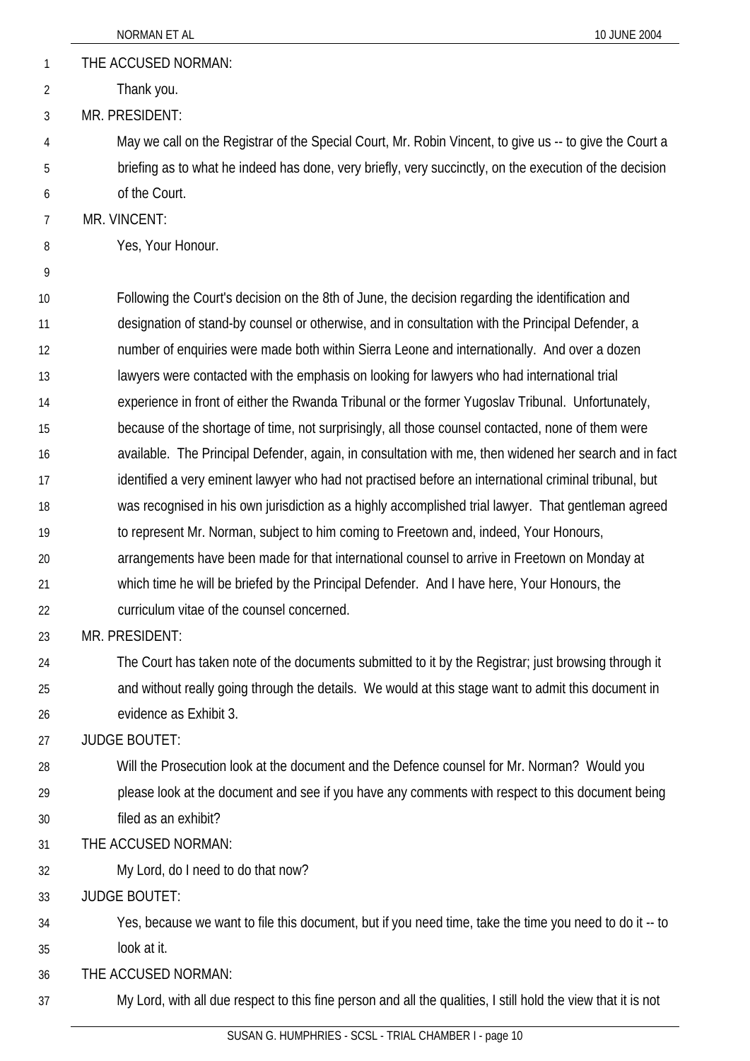THE ACCUSED NORMAN:

Thank you.

MR. PRESIDENT:

May we call on the Registrar of the Special Court, Mr. Robin Vincent, to give us -- to give the Court a briefing as to what he indeed has done, very briefly, very succinctly, on the execution of the decision of the Court.

MR. VINCENT:

Yes, Your Honour.

Following the Court's decision on the 8th of June, the decision regarding the identification and designation of stand-by counsel or otherwise, and in consultation with the Principal Defender, a number of enquiries were made both within Sierra Leone and internationally. And over a dozen lawyers were contacted with the emphasis on looking for lawyers who had international trial experience in front of either the Rwanda Tribunal or the former Yugoslav Tribunal. Unfortunately, because of the shortage of time, not surprisingly, all those counsel contacted, none of them were available. The Principal Defender, again, in consultation with me, then widened her search and in fact identified a very eminent lawyer who had not practised before an international criminal tribunal, but was recognised in his own jurisdiction as a highly accomplished trial lawyer. That gentleman agreed to represent Mr. Norman, subject to him coming to Freetown and, indeed, Your Honours, arrangements have been made for that international counsel to arrive in Freetown on Monday at which time he will be briefed by the Principal Defender. And I have here, Your Honours, the curriculum vitae of the counsel concerned.

MR. PRESIDENT:

The Court has taken note of the documents submitted to it by the Registrar; just browsing through it and without really going through the details. We would at this stage want to admit this document in evidence as Exhibit 3.

JUDGE BOUTET:

Will the Prosecution look at the document and the Defence counsel for Mr. Norman? Would you please look at the document and see if you have any comments with respect to this document being filed as an exhibit?

THE ACCUSED NORMAN:

My Lord, do I need to do that now?

JUDGE BOUTET:

Yes, because we want to file this document, but if you need time, take the time you need to do it -- to look at it.

THE ACCUSED NORMAN:

My Lord, with all due respect to this fine person and all the qualities, I still hold the view that it is not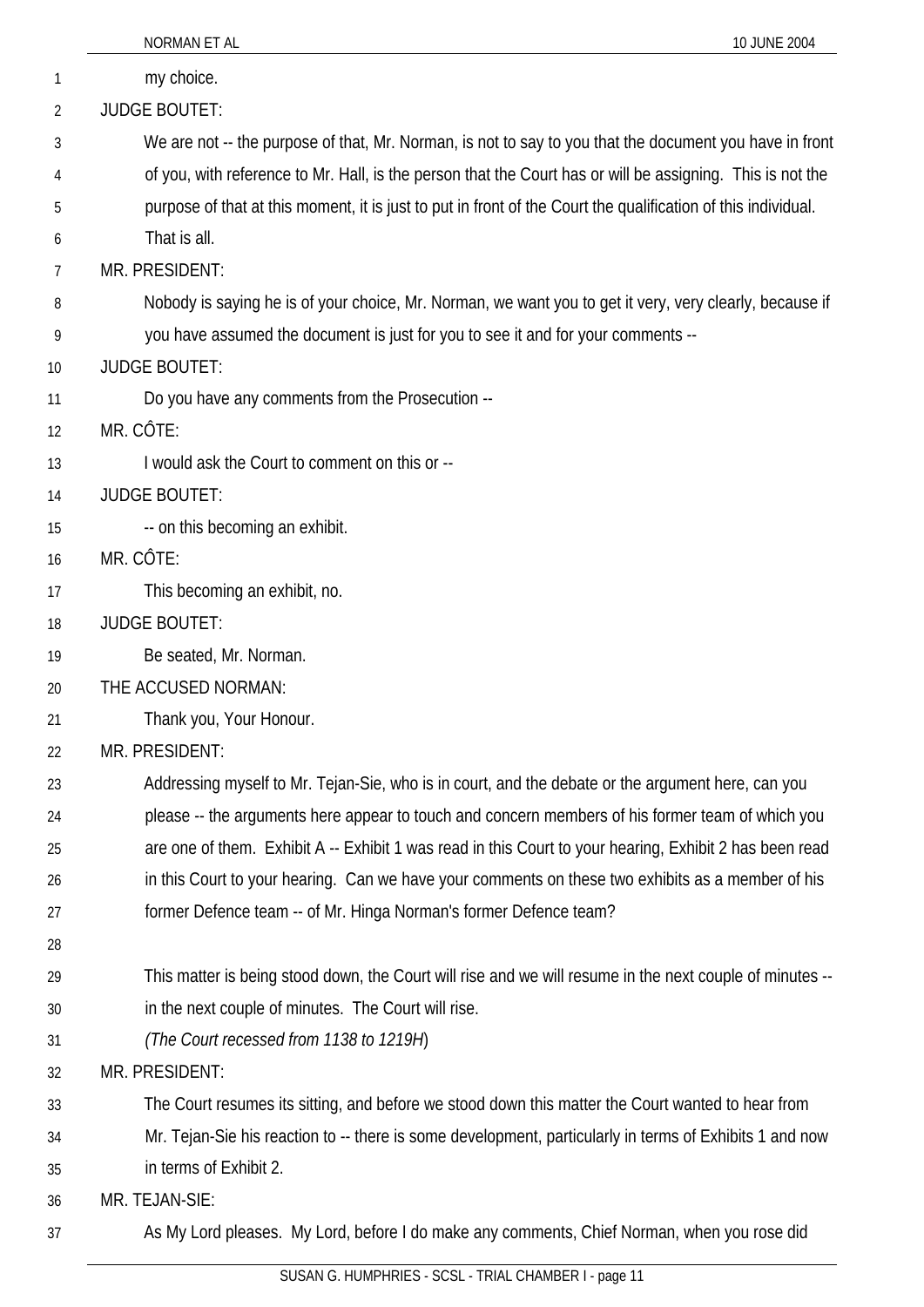my choice.

JUDGE BOUTET:

We are not -- the purpose of that, Mr. Norman, is not to say to you that the document you have in front of you, with reference to Mr. Hall, is the person that the Court has or will be assigning. This is not the purpose of that at this moment, it is just to put in front of the Court the qualification of this individual. That is all.

MR. PRESIDENT:

Nobody is saying he is of your choice, Mr. Norman, we want you to get it very, very clearly, because if you have assumed the document is just for you to see it and for your comments --

JUDGE BOUTET:

Do you have any comments from the Prosecution --

MR. CÔTE:

I would ask the Court to comment on this or --

JUDGE BOUTET:

-- on this becoming an exhibit.

MR. CÔTE:

This becoming an exhibit, no.

JUDGE BOUTET:

Be seated, Mr. Norman.

THE ACCUSED NORMAN:

Thank you, Your Honour.

MR. PRESIDENT:

Addressing myself to Mr. Tejan-Sie, who is in court, and the debate or the argument here, can you please -- the arguments here appear to touch and concern members of his former team of which you are one of them. Exhibit A -- Exhibit 1 was read in this Court to your hearing, Exhibit 2 has been read in this Court to your hearing. Can we have your comments on these two exhibits as a member of his former Defence team -- of Mr. Hinga Norman's former Defence team?

This matter is being stood down, the Court will rise and we will resume in the next couple of minutes -- in the next couple of minutes. The Court will rise.

*(The Court recessed from 1138 to 1219H)*

MR. PRESIDENT:

The Court resumes its sitting, and before we stood down this matter the Court wanted to hear from Mr. Tejan-Sie his reaction to -- there is some development, particularly in terms of Exhibits 1 and now in terms of Exhibit 2.

MR. TEJAN-SIE:

As My Lord pleases. My Lord, before I do make any comments, Chief Norman, when you rose did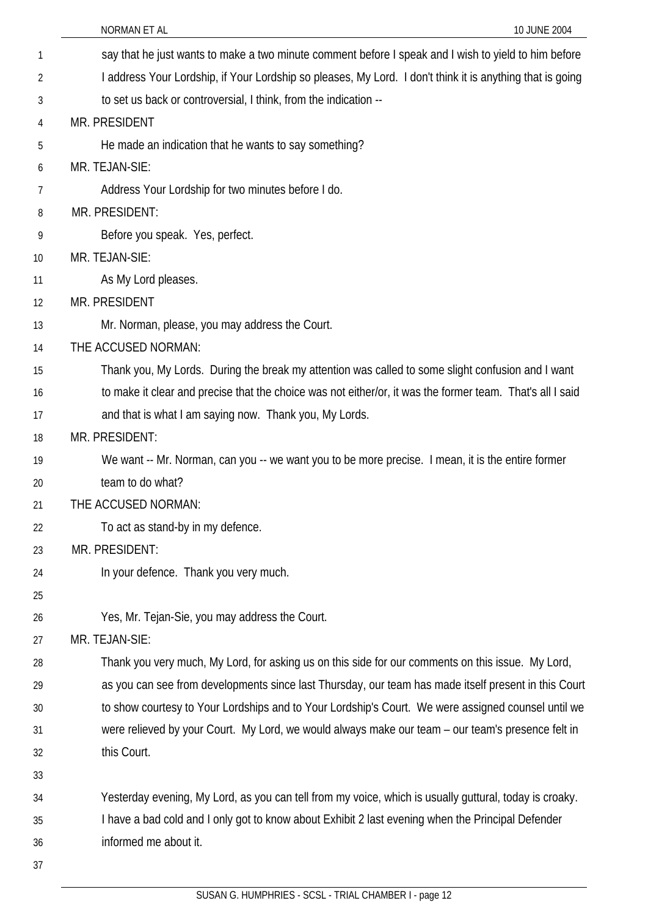say that he just wants to make a two minute comment before I speak and I wish to yield to him before I address Your Lordship, if Your Lordship so pleases, My Lord. I don't think it is anything that is going to set us back or controversial, I think, from the indication --

MR. PRESIDENT

He made an indication that he wants to say something?

MR. TEJAN-SIE:

Address Your Lordship for two minutes before I do.

MR. PRESIDENT:

Before you speak. Yes, perfect.

MR. TEJAN-SIE:

As My Lord pleases.

MR. PRESIDENT

Mr. Norman, please, you may address the Court.

THE ACCUSED NORMAN:

Thank you, My Lords. During the break my attention was called to some slight confusion and I want to make it clear and precise that the choice was not either/or, it was the former team. That's all I said and that is what I am saying now. Thank you, My Lords.

MR. PRESIDENT:

We want -- Mr. Norman, can you -- we want you to be more precise. I mean, it is the entire former team to do what?

THE ACCUSED NORMAN:

To act as stand-by in my defence.

MR. PRESIDENT:

In your defence. Thank you very much.

Yes, Mr. Tejan-Sie, you may address the Court.

MR. TEJAN-SIE:

Thank you very much, My Lord, for asking us on this side for our comments on this issue. My Lord, as you can see from developments since last Thursday, our team has made itself present in this Court to show courtesy to Your Lordships and to Your Lordship's Court. We were assigned counsel until we were relieved by your Court. My Lord, we would always make our team – our team's presence felt in this Court.

Yesterday evening, My Lord, as you can tell from my voice, which is usually guttural, today is croaky. I have a bad cold and I only got to know about Exhibit 2 last evening when the Principal Defender informed me about it.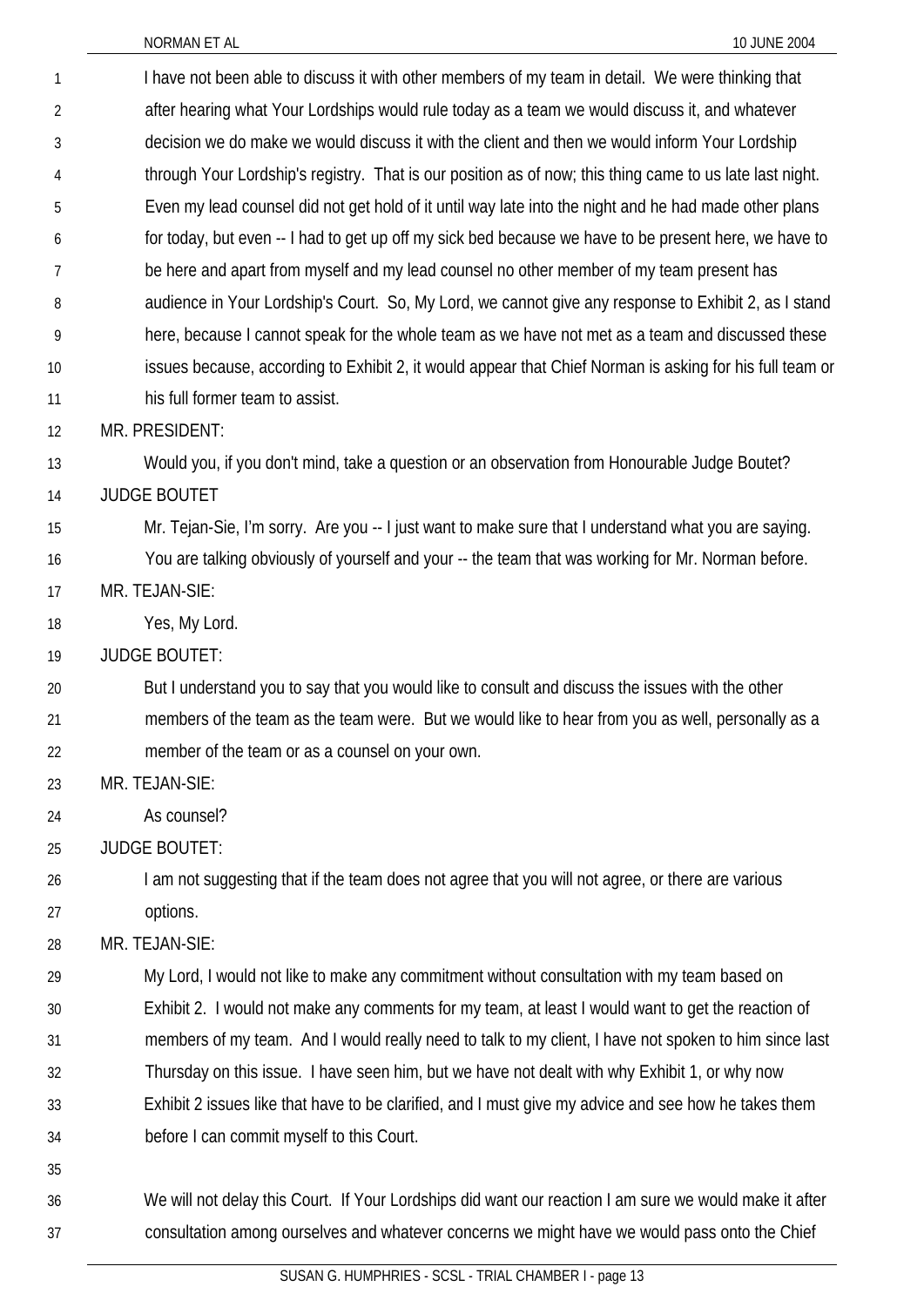I have not been able to discuss it with other members of my team in detail. We were thinking that after hearing what Your Lordships would rule today as a team we would discuss it, and whatever decision we do make we would discuss it with the client and then we would inform Your Lordship through Your Lordship's registry. That is our position as of now; this thing came to us late last night. Even my lead counsel did not get hold of it until way late into the night and he had made other plans for today, but even -- I had to get up off my sick bed because we have to be present here, we have to be here and apart from myself and my lead counsel no other member of my team present has audience in Your Lordship's Court. So, My Lord, we cannot give any response to Exhibit 2, as I stand here, because I cannot speak for the whole team as we have not met as a team and discussed these issues because, according to Exhibit 2, it would appear that Chief Norman is asking for his full team or his full former team to assist.

MR. PRESIDENT:

Would you, if you don't mind, take a question or an observation from Honourable Judge Boutet?

JUDGE BOUTET

Mr. Tejan-Sie, I'm sorry. Are you -- I just want to make sure that I understand what you are saying. You are talking obviously of yourself and your -- the team that was working for Mr. Norman before.

MR. TEJAN-SIE:

Yes, My Lord.

JUDGE BOUTET:

But I understand you to say that you would like to consult and discuss the issues with the other members of the team as the team were. But we would like to hear from you as well, personally as a member of the team or as a counsel on your own.

MR. TEJAN-SIE:

As counsel?

JUDGE BOUTET:

I am not suggesting that if the team does not agree that you will not agree, or there are various options.

MR. TEJAN-SIE:

My Lord, I would not like to make any commitment without consultation with my team based on Exhibit 2. I would not make any comments for my team, at least I would want to get the reaction of members of my team. And I would really need to talk to my client, I have not spoken to him since last Thursday on this issue. I have seen him, but we have not dealt with why Exhibit 1, or why now Exhibit 2 issues like that have to be clarified, and I must give my advice and see how he takes them before I can commit myself to this Court.

We will not delay this Court. If Your Lordships did want our reaction I am sure we would make it after consultation among ourselves and whatever concerns we might have we would pass onto the Chief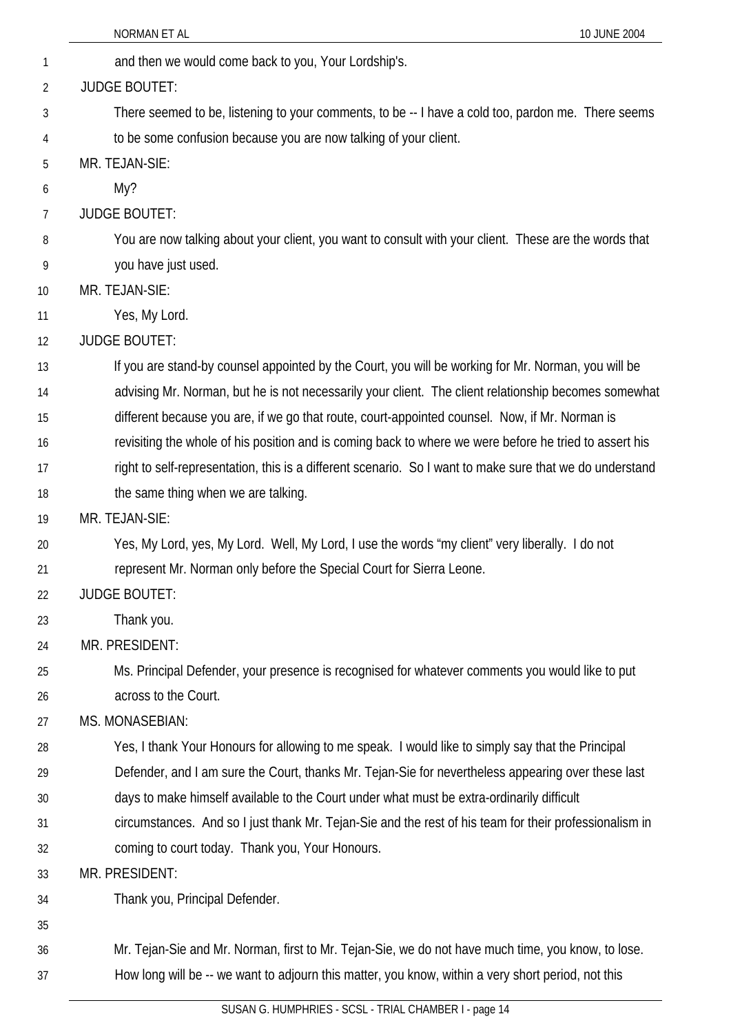and then we would come back to you, Your Lordship's.

JUDGE BOUTET:

There seemed to be, listening to your comments, to be -- I have a cold too, pardon me. There seems to be some confusion because you are now talking of your client.

MR. TEJAN-SIE:

My?

JUDGE BOUTET:

You are now talking about your client, you want to consult with your client. These are the words that you have just used.

MR. TEJAN-SIE:

Yes, My Lord.

JUDGE BOUTET:

If you are stand-by counsel appointed by the Court, you will be working for Mr. Norman, you will be advising Mr. Norman, but he is not necessarily your client. The client relationship becomes somewhat different because you are, if we go that route, court-appointed counsel. Now, if Mr. Norman is revisiting the whole of his position and is coming back to where we were before he tried to assert his right to self-representation, this is a different scenario. So I want to make sure that we do understand the same thing when we are talking.

MR. TEJAN-SIE:

Yes, My Lord, yes, My Lord. Well, My Lord, I use the words "my client" very liberally. I do not represent Mr. Norman only before the Special Court for Sierra Leone.

JUDGE BOUTET:

Thank you.

MR. PRESIDENT:

Ms. Principal Defender, your presence is recognised for whatever comments you would like to put across to the Court.

MS. MONASEBIAN:

Yes, I thank Your Honours for allowing to me speak. I would like to simply say that the Principal Defender, and I am sure the Court, thanks Mr. Tejan-Sie for nevertheless appearing over these last days to make himself available to the Court under what must be extra-ordinarily difficult circumstances. And so I just thank Mr. Tejan-Sie and the rest of his team for their professionalism in coming to court today. Thank you, Your Honours.

MR. PRESIDENT:

Thank you, Principal Defender.

Mr. Tejan-Sie and Mr. Norman, first to Mr. Tejan-Sie, we do not have much time, you know, to lose. How long will be -- we want to adjourn this matter, you know, within a very short period, not this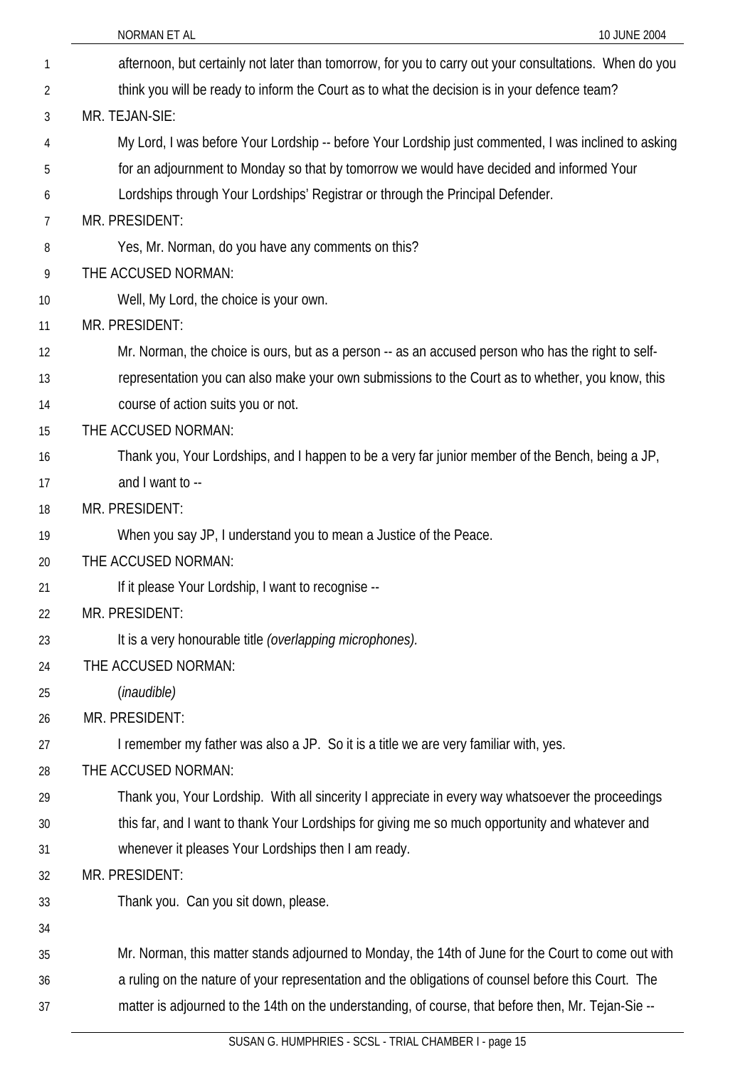afternoon, but certainly not later than tomorrow, for you to carry out your consultations. When do you think you will be ready to inform the Court as to what the decision is in your defence team?

MR. TEJAN-SIE:

My Lord, I was before Your Lordship -- before Your Lordship just commented, I was inclined to asking for an adjournment to Monday so that by tomorrow we would have decided and informed Your Lordships through Your Lordships' Registrar or through the Principal Defender.

MR. PRESIDENT:

Yes, Mr. Norman, do you have any comments on this?

THE ACCUSED NORMAN:

Well, My Lord, the choice is your own.

MR. PRESIDENT:

Mr. Norman, the choice is ours, but as a person -- as an accused person who has the right to self-representation you can also make your own submissions to the Court as to whether, you know, this course of action suits you or not.

THE ACCUSED NORMAN:

Thank you, Your Lordships, and I happen to be a very far junior member of the Bench, being a JP, and I want to --

MR. PRESIDENT:

When you say JP, I understand you to mean a Justice of the Peace.

THE ACCUSED NORMAN:

If it please Your Lordship, I want to recognise --

MR. PRESIDENT:

It is a very honourable title *(overlapping microphones).*

THE ACCUSED NORMAN:

(*inaudible)*

MR. PRESIDENT:

I remember my father was also a JP. So it is a title we are very familiar with, yes.

THE ACCUSED NORMAN:

Thank you, Your Lordship. With all sincerity I appreciate in every way whatsoever the proceedings this far, and I want to thank Your Lordships for giving me so much opportunity and whatever and whenever it pleases Your Lordships then I am ready.

MR. PRESIDENT:

Thank you. Can you sit down, please.

Mr. Norman, this matter stands adjourned to Monday, the 14th of June for the Court to come out with a ruling on the nature of your representation and the obligations of counsel before this Court. The matter is adjourned to the 14th on the understanding, of course, that before then, Mr. Tejan-Sie --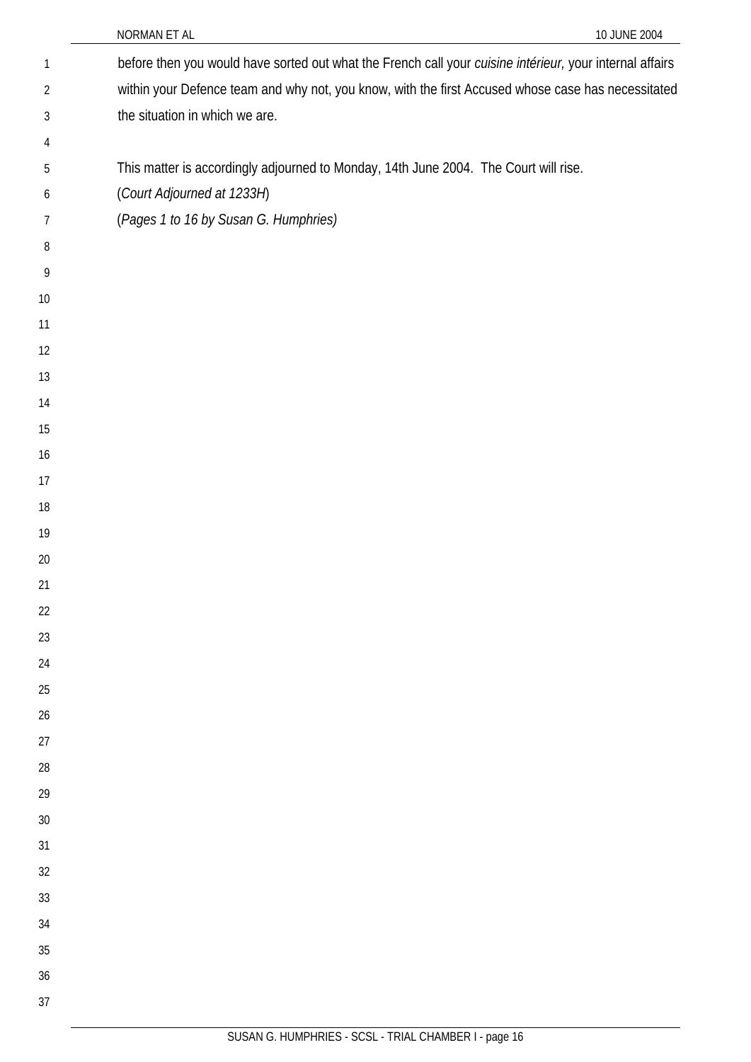before then you would have sorted out what the French call your *cuisine intérieur,* your internal affairs within your Defence team and why not, you know, with the first Accused whose case has necessitated the situation in which we are.

This matter is accordingly adjourned to Monday, 14th June 2004. The Court will rise.

(*Court Adjourned at 1233H*)

(*Pages 1 to 16 by Susan G. Humphries)*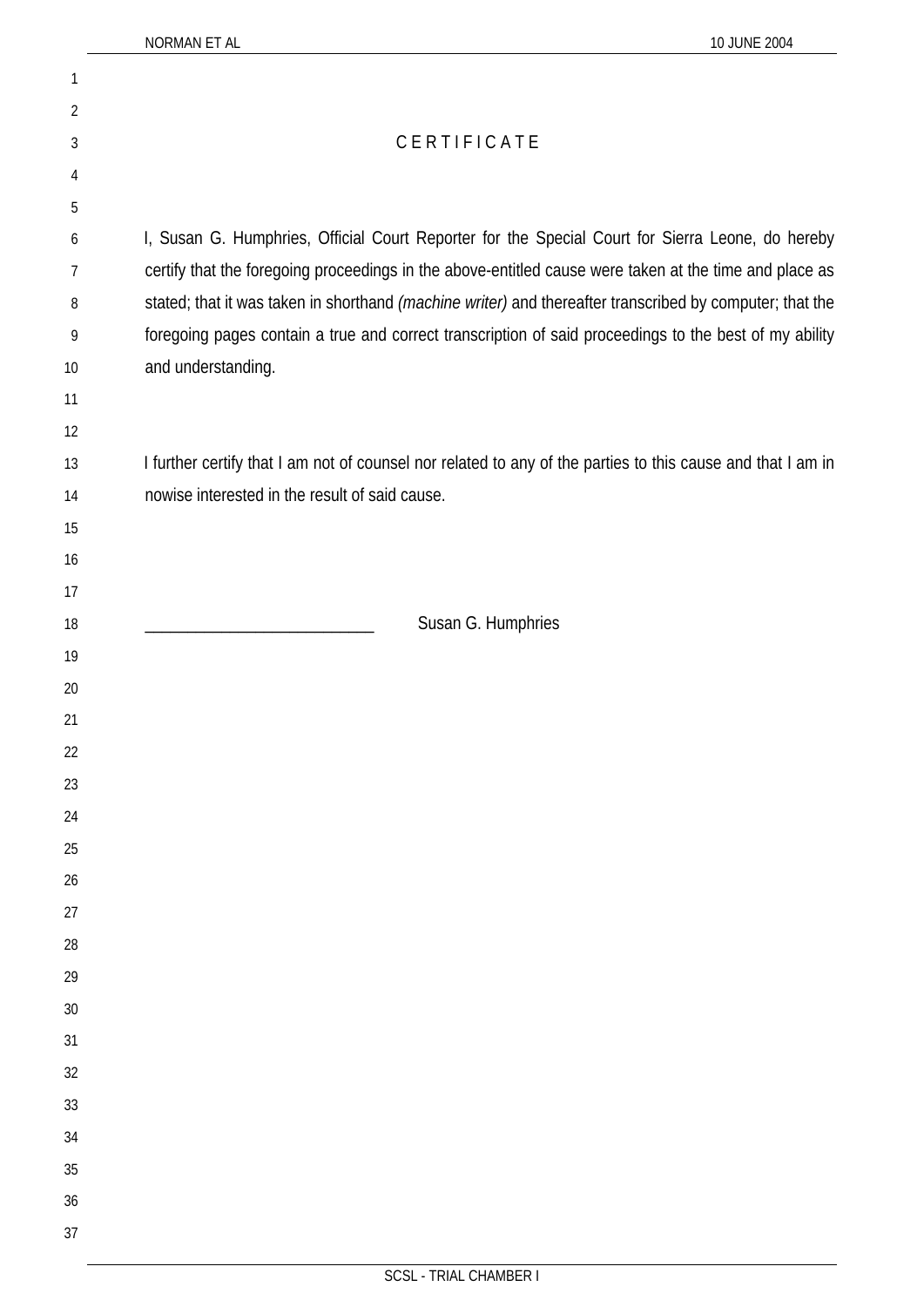# C E R T I F I C A T E

I, Susan G. Humphries, Official Court Reporter for the Special Court for Sierra Leone, do hereby certify that the foregoing proceedings in the above-entitled cause were taken at the time and place as stated; that it was taken in shorthand *(machine writer)* and thereafter transcribed by computer; that the foregoing pages contain a true and correct transcription of said proceedings to the best of my ability and understanding.

I further certify that I am not of counsel nor related to any of the parties to this cause and that I am in nowise interested in the result of said cause.

___________________________ Susan G. Humphries